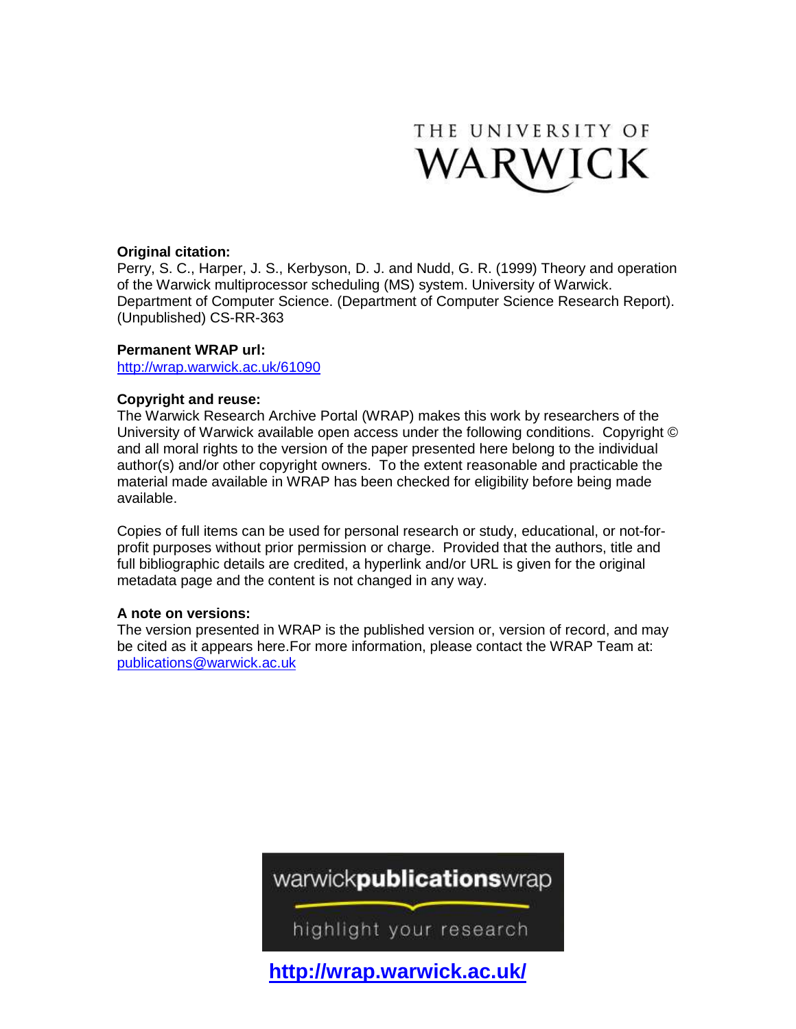THE UNIVERSITY OF WARWICK

**Original citation:**
Perry, S. C., Harper, J. S., Kerbyson, D. J. and Nudd, G. R. (1999) Theory and operation of the Warwick multiprocessor scheduling (MS) system. University of Warwick. Department of Computer Science. (Department of Computer Science Research Report). (Unpublished) CS-RR-363

**Permanent WRAP url:**
http://wrap.warwick.ac.uk/61090

**Copyright and reuse:**
The Warwick Research Archive Portal (WRAP) makes this work by researchers of the University of Warwick available open access under the following conditions. Copyright © and all moral rights to the version of the paper presented here belong to the individual author(s) and/or other copyright owners. To the extent reasonable and practicable the material made available in WRAP has been checked for eligibility before being made available.

Copies of full items can be used for personal research or study, educational, or not-for-profit purposes without prior permission or charge. Provided that the authors, title and full bibliographic details are credited, a hyperlink and/or URL is given for the original metadata page and the content is not changed in any way.

**A note on versions:**
The version presented in WRAP is the published version or, version of record, and may be cited as it appears here.For more information, please contact the WRAP Team at: publications@warwick.ac.uk

warwick**publications**wrap

highlight your research

**http://wrap.warwick.ac.uk/**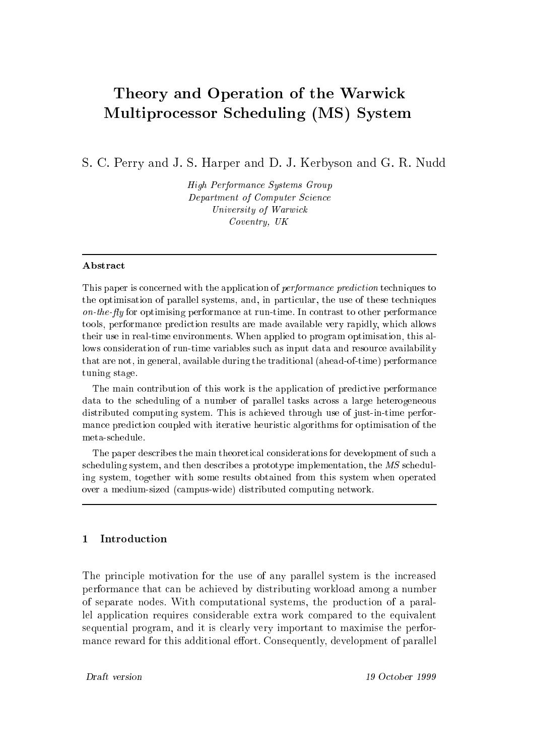# Theory and Operation of the Warwick Multiprocessor Scheduling (MS) System

S. C. Perry and J. S. Harper and D. J. Kerbyson and G. R. Nudd

*High Performance Systems Group*
*Department of Computer Science*
*University of Warwick*
*Coventry, UK*

---

**Abstract**

This paper is concerned with the application of *performance prediction* techniques to the optimisation of parallel systems, and, in particular, the use of these techniques *on-the-fly* for optimising performance at run-time. In contrast to other performance tools, performance prediction results are made available very rapidly, which allows their use in real-time environments. When applied to program optimisation, this allows consideration of run-time variables such as input data and resource availability that are not, in general, available during the traditional (ahead-of-time) performance tuning stage.

The main contribution of this work is the application of predictive performance data to the scheduling of a number of parallel tasks across a large heterogeneous distributed computing system. This is achieved through use of just-in-time performance prediction coupled with iterative heuristic algorithms for optimisation of the meta-schedule.

The paper describes the main theoretical considerations for development of such a scheduling system, and then describes a prototype implementation, the *MS* scheduling system, together with some results obtained from this system when operated over a medium-sized (campus-wide) distributed computing network.

---

## 1 Introduction

The principle motivation for the use of any parallel system is the increased performance that can be achieved by distributing workload among a number of separate nodes. With computational systems, the production of a parallel application requires considerable extra work compared to the equivalent sequential program, and it is clearly very important to maximise the performance reward for this additional effort. Consequently, development of parallel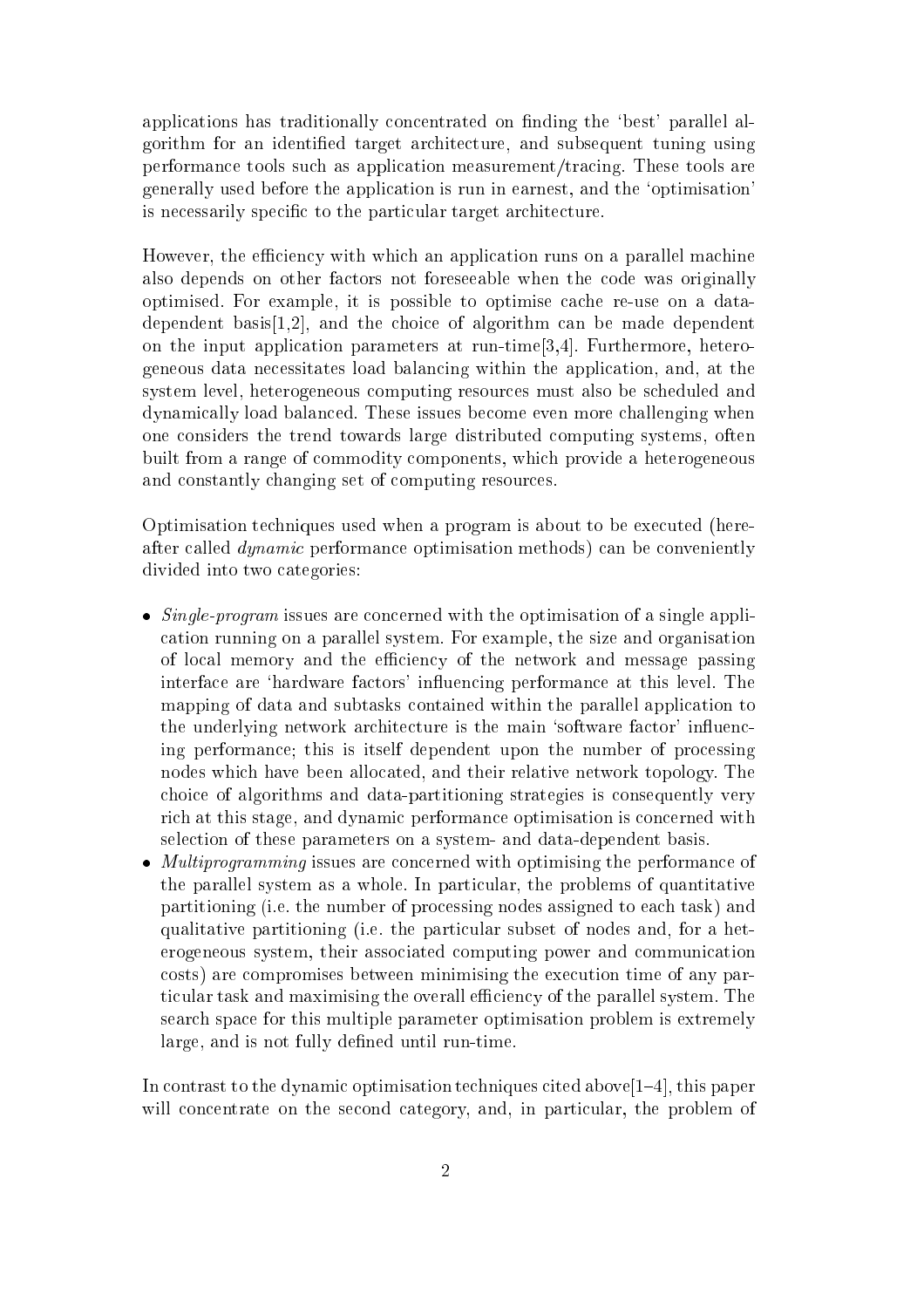applications has traditionally concentrated on finding the 'best' parallel algorithm for an identified target architecture, and subsequent tuning using performance tools such as application measurement/tracing. These tools are generally used before the application is run in earnest, and the 'optimisation' is necessarily specific to the particular target architecture.

However, the efficiency with which an application runs on a parallel machine also depends on other factors not foreseeable when the code was originally optimised. For example, it is possible to optimise cache re-use on a data-dependent basis[1,2], and the choice of algorithm can be made dependent on the input application parameters at run-time[3,4]. Furthermore, heterogeneous data necessitates load balancing within the application, and, at the system level, heterogeneous computing resources must also be scheduled and dynamically load balanced. These issues become even more challenging when one considers the trend towards large distributed computing systems, often built from a range of commodity components, which provide a heterogeneous and constantly changing set of computing resources.

Optimisation techniques used when a program is about to be executed (hereafter called *dynamic* performance optimisation methods) can be conveniently divided into two categories:

- *Single-program* issues are concerned with the optimisation of a single application running on a parallel system. For example, the size and organisation of local memory and the efficiency of the network and message passing interface are 'hardware factors' influencing performance at this level. The mapping of data and subtasks contained within the parallel application to the underlying network architecture is the main 'software factor' influencing performance; this is itself dependent upon the number of processing nodes which have been allocated, and their relative network topology. The choice of algorithms and data-partitioning strategies is consequently very rich at this stage, and dynamic performance optimisation is concerned with selection of these parameters on a system- and data-dependent basis.
- *Multiprogramming* issues are concerned with optimising the performance of the parallel system as a whole. In particular, the problems of quantitative partitioning (i.e. the number of processing nodes assigned to each task) and qualitative partitioning (i.e. the particular subset of nodes and, for a heterogeneous system, their associated computing power and communication costs) are compromises between minimising the execution time of any particular task and maximising the overall efficiency of the parallel system. The search space for this multiple parameter optimisation problem is extremely large, and is not fully defined until run-time.

In contrast to the dynamic optimisation techniques cited above[1–4], this paper will concentrate on the second category, and, in particular, the problem of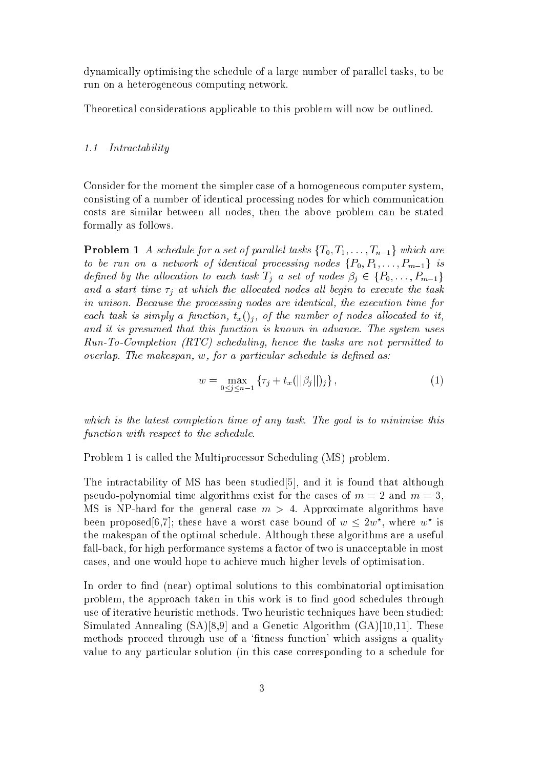dynamically optimising the schedule of a large number of parallel tasks, to be run on a heterogeneous computing network.

Theoretical considerations applicable to this problem will now be outlined.

### 1.1 *Intractability*

Consider for the moment the simpler case of a homogeneous computer system, consisting of a number of identical processing nodes for which communication costs are similar between all nodes, then the above problem can be stated formally as follows.

**Problem 1** *A schedule for a set of parallel tasks $\{T_0, T_1, \ldots, T_{n-1}\}$ which are to be run on a network of identical processing nodes $\{P_0, P_1, \ldots, P_{m-1}\}$ is defined by the allocation to each task $T_j$ a set of nodes $\beta_j \in \{P_0, \ldots, P_{m-1}\}$ and a start time $\tau_j$ at which the allocated nodes all begin to execute the task in unison. Because the processing nodes are identical, the execution time for each task is simply a function, $t_x()_j$, of the number of nodes allocated to it, and it is presumed that this function is known in advance. The system uses Run-To-Completion (RTC) scheduling, hence the tasks are not permitted to overlap. The makespan, $w$, for a particular schedule is defined as:*

$$w = \max_{0 \leq j \leq n-1} \{\tau_j + t_x(||\beta_j||)_j\}, \tag{1}$$

*which is the latest completion time of any task. The goal is to minimise this function with respect to the schedule.*

Problem 1 is called the Multiprocessor Scheduling (MS) problem.

The intractability of MS has been studied[5], and it is found that although pseudo-polynomial time algorithms exist for the cases of $m = 2$ and $m = 3$, MS is NP-hard for the general case $m > 4$. Approximate algorithms have been proposed[6,7]; these have a worst case bound of $w \leq 2w^\star$, where $w^\star$ is the makespan of the optimal schedule. Although these algorithms are a useful fall-back, for high performance systems a factor of two is unacceptable in most cases, and one would hope to achieve much higher levels of optimisation.

In order to find (near) optimal solutions to this combinatorial optimisation problem, the approach taken in this work is to find good schedules through use of iterative heuristic methods. Two heuristic techniques have been studied: Simulated Annealing (SA)[8,9] and a Genetic Algorithm (GA)[10,11]. These methods proceed through use of a 'fitness function' which assigns a quality value to any particular solution (in this case corresponding to a schedule for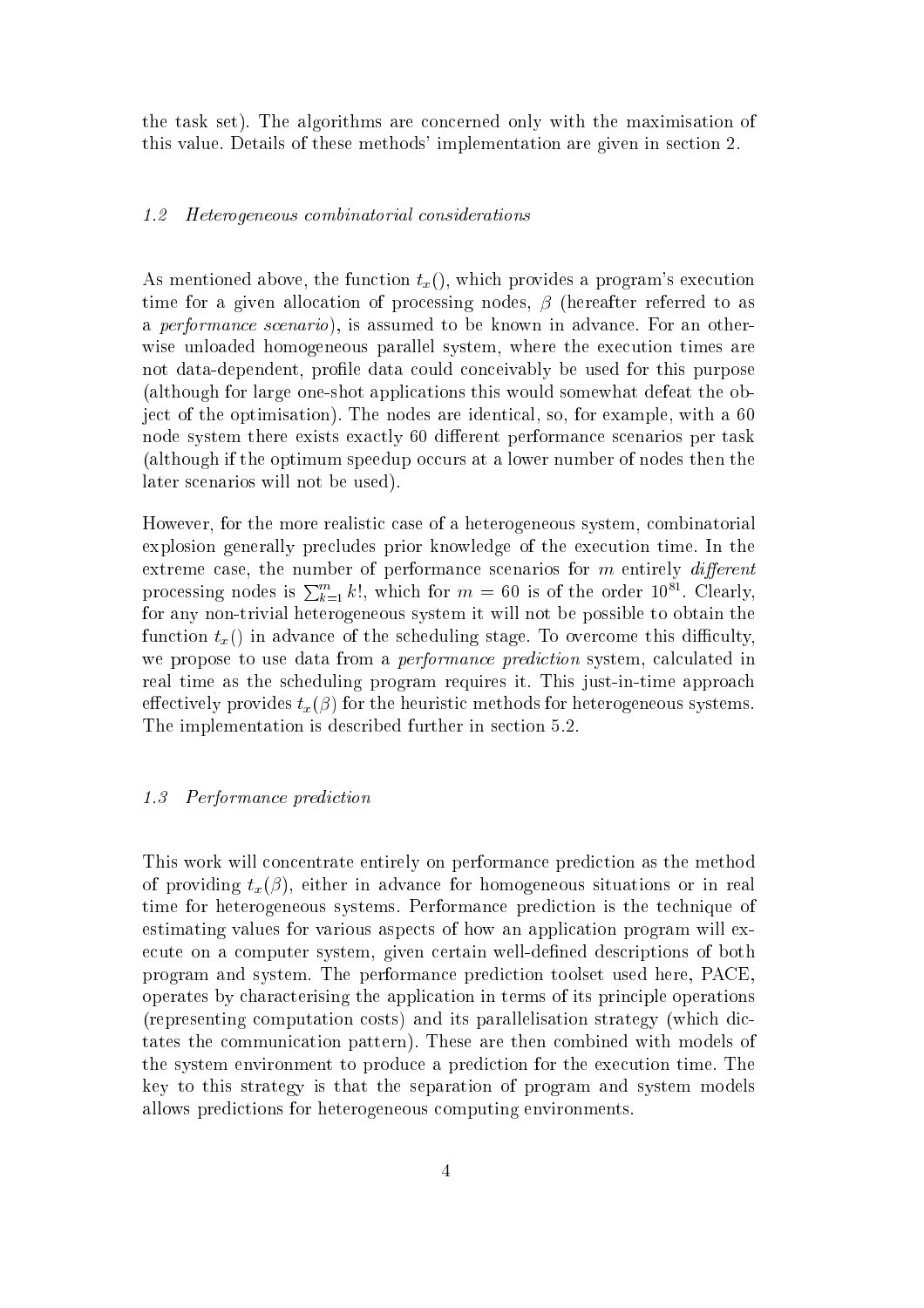the task set). The algorithms are concerned only with the maximisation of this value. Details of these methods' implementation are given in section 2.

### 1.2 Heterogeneous combinatorial considerations

As mentioned above, the function $t_x()$, which provides a program's execution time for a given allocation of processing nodes, $\beta$ (hereafter referred to as a *performance scenario*), is assumed to be known in advance. For an otherwise unloaded homogeneous parallel system, where the execution times are not data-dependent, profile data could conceivably be used for this purpose (although for large one-shot applications this would somewhat defeat the object of the optimisation). The nodes are identical, so, for example, with a 60 node system there exists exactly 60 different performance scenarios per task (although if the optimum speedup occurs at a lower number of nodes then the later scenarios will not be used).

However, for the more realistic case of a heterogeneous system, combinatorial explosion generally precludes prior knowledge of the execution time. In the extreme case, the number of performance scenarios for $m$ entirely *different* processing nodes is $\sum_{k=1}^{m} k!$, which for $m = 60$ is of the order $10^{81}$. Clearly, for any non-trivial heterogeneous system it will not be possible to obtain the function $t_x()$ in advance of the scheduling stage. To overcome this difficulty, we propose to use data from a *performance prediction* system, calculated in real time as the scheduling program requires it. This just-in-time approach effectively provides $t_x(\beta)$ for the heuristic methods for heterogeneous systems. The implementation is described further in section 5.2.

### 1.3 Performance prediction

This work will concentrate entirely on performance prediction as the method of providing $t_x(\beta)$, either in advance for homogeneous situations or in real time for heterogeneous systems. Performance prediction is the technique of estimating values for various aspects of how an application program will execute on a computer system, given certain well-defined descriptions of both program and system. The performance prediction toolset used here, PACE, operates by characterising the application in terms of its principle operations (representing computation costs) and its parallelisation strategy (which dictates the communication pattern). These are then combined with models of the system environment to produce a prediction for the execution time. The key to this strategy is that the separation of program and system models allows predictions for heterogeneous computing environments.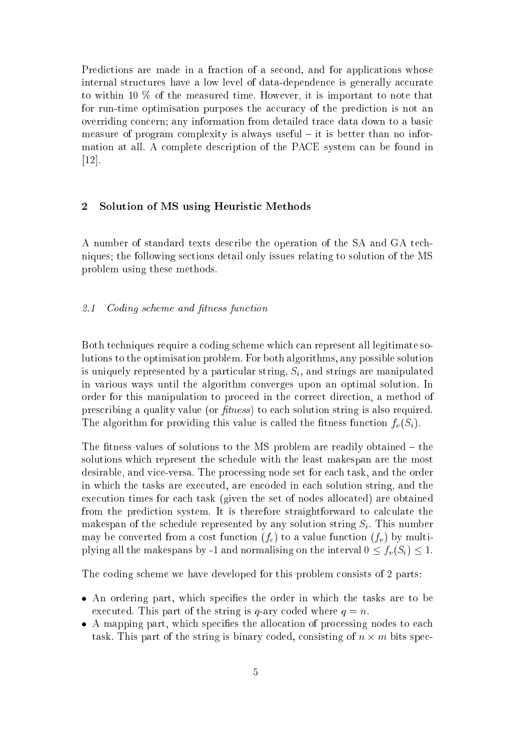Predictions are made in a fraction of a second, and for applications whose internal structures have a low level of data-dependence is generally accurate to within 10 % of the measured time. However, it is important to note that for run-time optimisation purposes the accuracy of the prediction is not an overriding concern; any information from detailed trace data down to a basic measure of program complexity is always useful – it is better than no information at all. A complete description of the PACE system can be found in [12].

## 2 Solution of MS using Heuristic Methods

A number of standard texts describe the operation of the SA and GA techniques; the following sections detail only issues relating to solution of the MS problem using these methods.

### 2.1 Coding scheme and fitness function

Both techniques require a coding scheme which can represent all legitimate solutions to the optimisation problem. For both algorithms, any possible solution is uniquely represented by a particular string, $S_i$, and strings are manipulated in various ways until the algorithm converges upon an optimal solution. In order for this manipulation to proceed in the correct direction, a method of prescribing a quality value (or *fitness*) to each solution string is also required. The algorithm for providing this value is called the fitness function $f_v(S_i)$.

The fitness values of solutions to the MS problem are readily obtained – the solutions which represent the schedule with the least makespan are the most desirable, and vice-versa. The processing node set for each task, and the order in which the tasks are executed, are encoded in each solution string, and the execution times for each task (given the set of nodes allocated) are obtained from the prediction system. It is therefore straightforward to calculate the makespan of the schedule represented by any solution string $S_i$. This number may be converted from a cost function ($f_c$) to a value function ($f_v$) by multiplying all the makespans by -1 and normalising on the interval $0 \leq f_v(S_i) \leq 1$.

The coding scheme we have developed for this problem consists of 2 parts:

- An ordering part, which specifies the order in which the tasks are to be executed. This part of the string is $q$-ary coded where $q = n$.
- A mapping part, which specifies the allocation of processing nodes to each task. This part of the string is binary coded, consisting of $n \times m$ bits spec-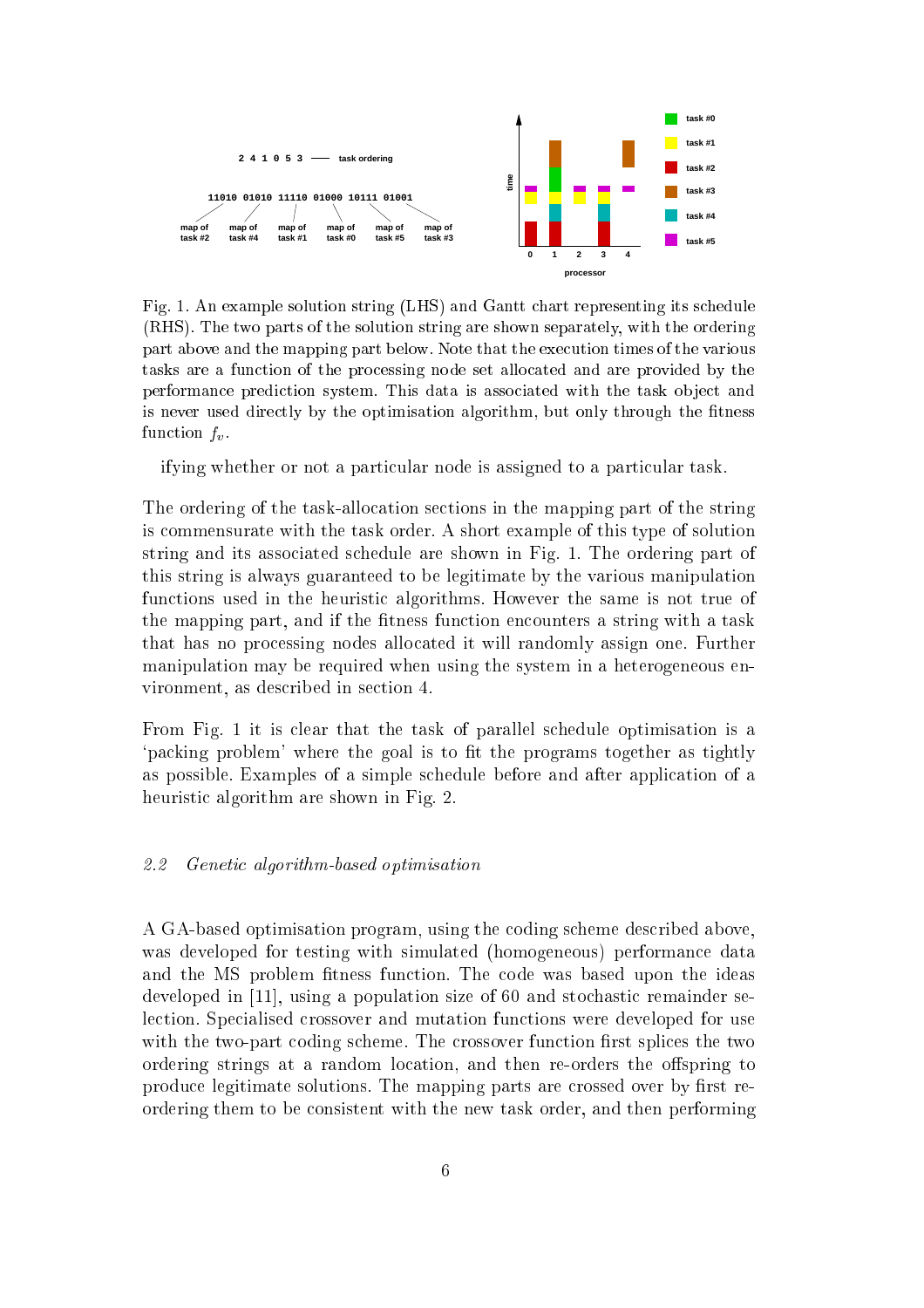Fig. 1. An example solution string (LHS) and Gantt chart representing its schedule (RHS). The two parts of the solution string are shown separately, with the ordering part above and the mapping part below. Note that the execution times of the various tasks are a function of the processing node set allocated and are provided by the performance prediction system. This data is associated with the task object and is never used directly by the optimisation algorithm, but only through the fitness function $f_v$.

ifying whether or not a particular node is assigned to a particular task.

The ordering of the task-allocation sections in the mapping part of the string is commensurate with the task order. A short example of this type of solution string and its associated schedule are shown in Fig. 1. The ordering part of this string is always guaranteed to be legitimate by the various manipulation functions used in the heuristic algorithms. However the same is not true of the mapping part, and if the fitness function encounters a string with a task that has no processing nodes allocated it will randomly assign one. Further manipulation may be required when using the system in a heterogeneous environment, as described in section 4.

From Fig. 1 it is clear that the task of parallel schedule optimisation is a 'packing problem' where the goal is to fit the programs together as tightly as possible. Examples of a simple schedule before and after application of a heuristic algorithm are shown in Fig. 2.

### *2.2 Genetic algorithm-based optimisation*

A GA-based optimisation program, using the coding scheme described above, was developed for testing with simulated (homogeneous) performance data and the MS problem fitness function. The code was based upon the ideas developed in [11], using a population size of 60 and stochastic remainder selection. Specialised crossover and mutation functions were developed for use with the two-part coding scheme. The crossover function first splices the two ordering strings at a random location, and then re-orders the offspring to produce legitimate solutions. The mapping parts are crossed over by first re-ordering them to be consistent with the new task order, and then performing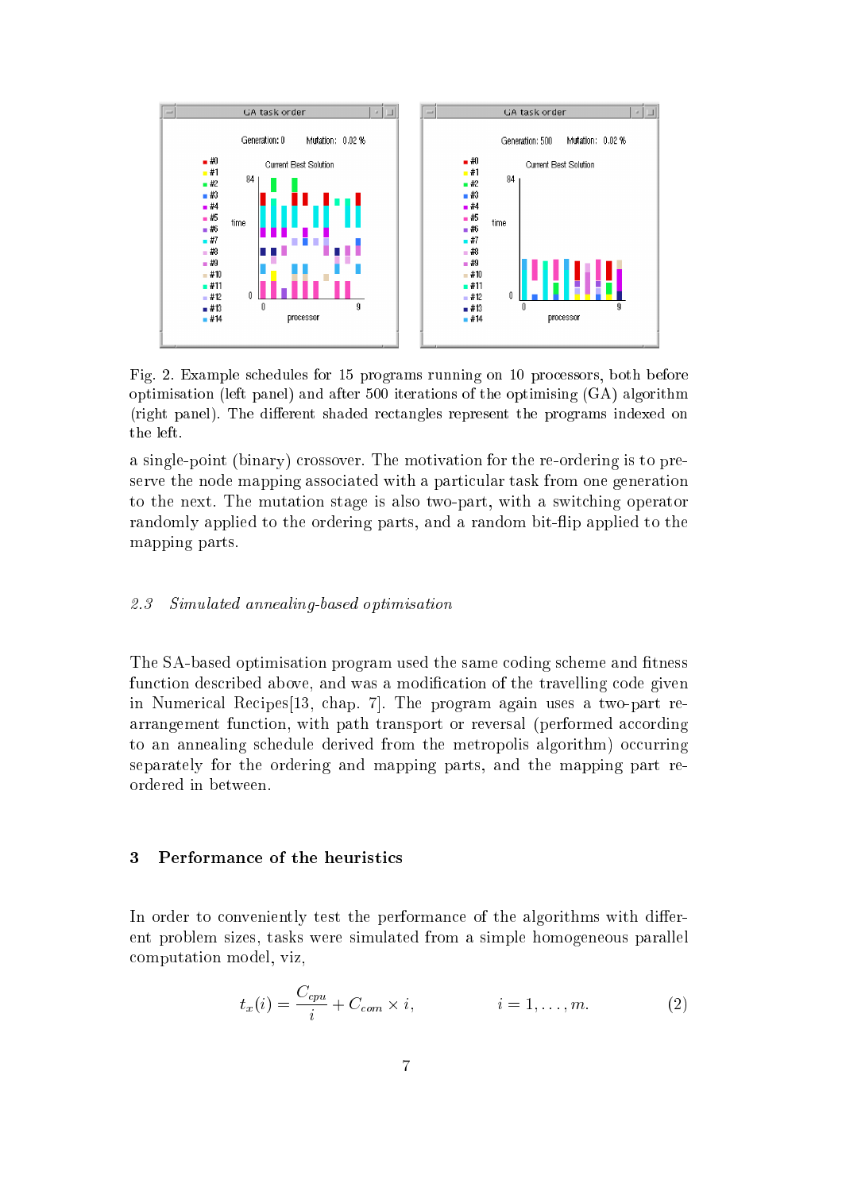Fig. 2. Example schedules for 15 programs running on 10 processors, both before optimisation (left panel) and after 500 iterations of the optimising (GA) algorithm (right panel). The different shaded rectangles represent the programs indexed on the left.

a single-point (binary) crossover. The motivation for the re-ordering is to preserve the node mapping associated with a particular task from one generation to the next. The mutation stage is also two-part, with a switching operator randomly applied to the ordering parts, and a random bit-flip applied to the mapping parts.

### *2.3 Simulated annealing-based optimisation*

The SA-based optimisation program used the same coding scheme and fitness function described above, and was a modification of the travelling code given in Numerical Recipes[13, chap. 7]. The program again uses a two-part rearrangement function, with path transport or reversal (performed according to an annealing schedule derived from the metropolis algorithm) occurring separately for the ordering and mapping parts, and the mapping part reordered in between.

## 3 Performance of the heuristics

In order to conveniently test the performance of the algorithms with different problem sizes, tasks were simulated from a simple homogeneous parallel computation model, viz,

$$t_x(i) = \frac{C_{cpu}}{i} + C_{com} \times i, \qquad i = 1, \ldots, m. \tag{2}$$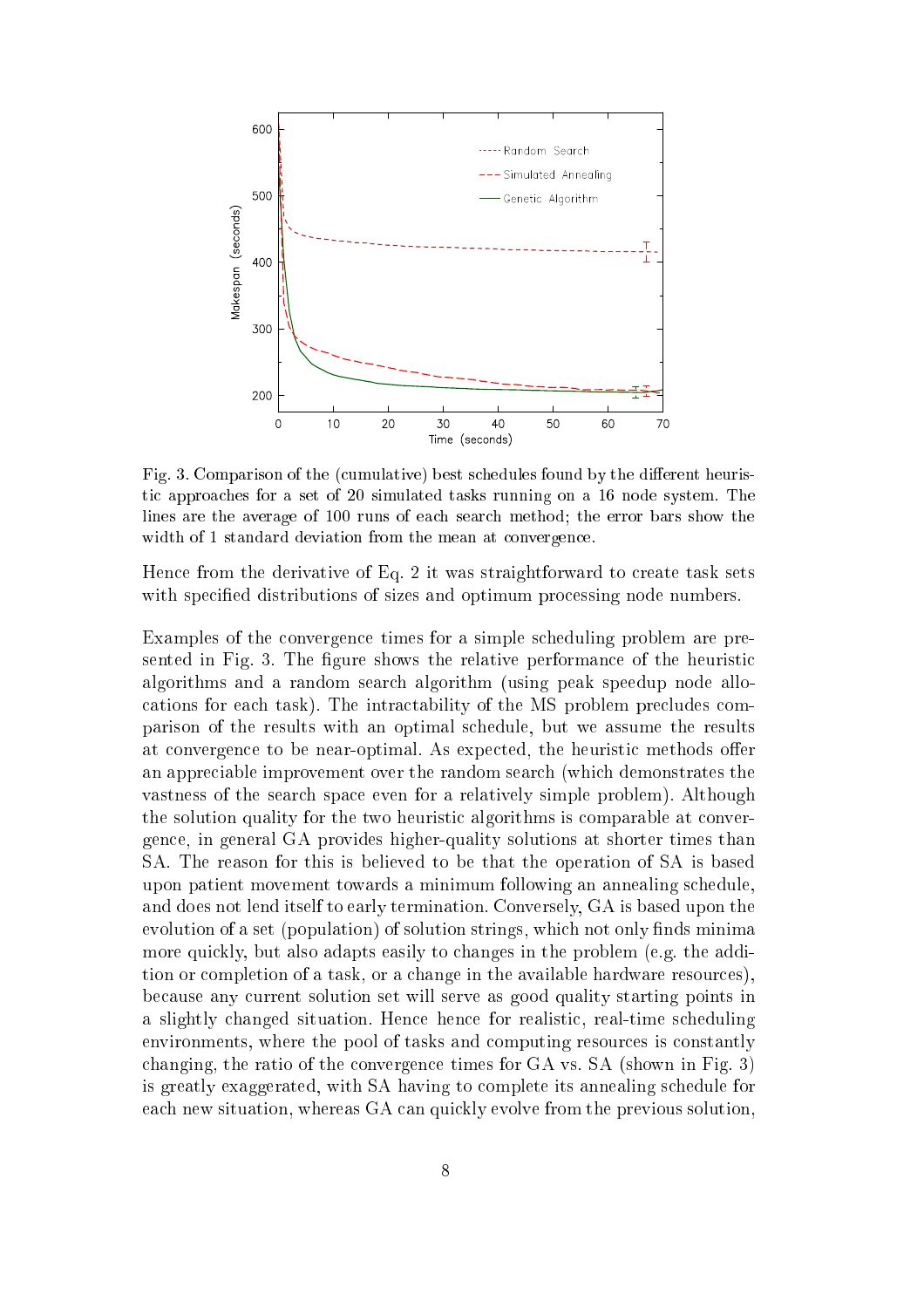Fig. 3. Comparison of the (cumulative) best schedules found by the different heuristic approaches for a set of 20 simulated tasks running on a 16 node system. The lines are the average of 100 runs of each search method; the error bars show the width of 1 standard deviation from the mean at convergence.

Hence from the derivative of Eq. 2 it was straightforward to create task sets with specified distributions of sizes and optimum processing node numbers.

Examples of the convergence times for a simple scheduling problem are presented in Fig. 3. The figure shows the relative performance of the heuristic algorithms and a random search algorithm (using peak speedup node allocations for each task). The intractability of the MS problem precludes comparison of the results with an optimal schedule, but we assume the results at convergence to be near-optimal. As expected, the heuristic methods offer an appreciable improvement over the random search (which demonstrates the vastness of the search space even for a relatively simple problem). Although the solution quality for the two heuristic algorithms is comparable at convergence, in general GA provides higher-quality solutions at shorter times than SA. The reason for this is believed to be that the operation of SA is based upon patient movement towards a minimum following an annealing schedule, and does not lend itself to early termination. Conversely, GA is based upon the evolution of a set (population) of solution strings, which not only finds minima more quickly, but also adapts easily to changes in the problem (e.g. the addition or completion of a task, or a change in the available hardware resources), because any current solution set will serve as good quality starting points in a slightly changed situation. Hence hence for realistic, real-time scheduling environments, where the pool of tasks and computing resources is constantly changing, the ratio of the convergence times for GA vs. SA (shown in Fig. 3) is greatly exaggerated, with SA having to complete its annealing schedule for each new situation, whereas GA can quickly evolve from the previous solution,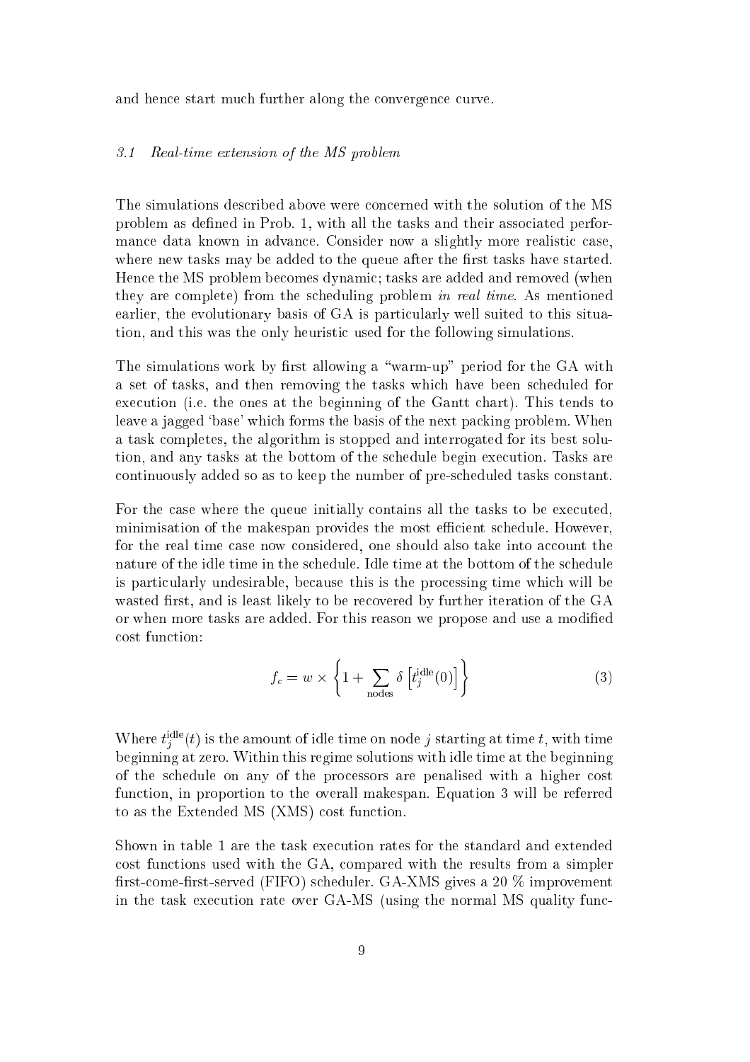and hence start much further along the convergence curve.

### *3.1 Real-time extension of the MS problem*

The simulations described above were concerned with the solution of the MS problem as defined in Prob. 1, with all the tasks and their associated performance data known in advance. Consider now a slightly more realistic case, where new tasks may be added to the queue after the first tasks have started. Hence the MS problem becomes dynamic; tasks are added and removed (when they are complete) from the scheduling problem *in real time*. As mentioned earlier, the evolutionary basis of GA is particularly well suited to this situation, and this was the only heuristic used for the following simulations.

The simulations work by first allowing a "warm-up" period for the GA with a set of tasks, and then removing the tasks which have been scheduled for execution (i.e. the ones at the beginning of the Gantt chart). This tends to leave a jagged 'base' which forms the basis of the next packing problem. When a task completes, the algorithm is stopped and interrogated for its best solution, and any tasks at the bottom of the schedule begin execution. Tasks are continuously added so as to keep the number of pre-scheduled tasks constant.

For the case where the queue initially contains all the tasks to be executed, minimisation of the makespan provides the most efficient schedule. However, for the real time case now considered, one should also take into account the nature of the idle time in the schedule. Idle time at the bottom of the schedule is particularly undesirable, because this is the processing time which will be wasted first, and is least likely to be recovered by further iteration of the GA or when more tasks are added. For this reason we propose and use a modified cost function:

$$f_c = w \times \left\{ 1 + \sum_{\text{nodes}} \delta \left[ t_j^{\text{idle}}(0) \right] \right\} \tag{3}$$

Where $t_j^{\text{idle}}(t)$ is the amount of idle time on node $j$ starting at time $t$, with time beginning at zero. Within this regime solutions with idle time at the beginning of the schedule on any of the processors are penalised with a higher cost function, in proportion to the overall makespan. Equation 3 will be referred to as the Extended MS (XMS) cost function.

Shown in table 1 are the task execution rates for the standard and extended cost functions used with the GA, compared with the results from a simpler first-come-first-served (FIFO) scheduler. GA-XMS gives a 20 % improvement in the task execution rate over GA-MS (using the normal MS quality func-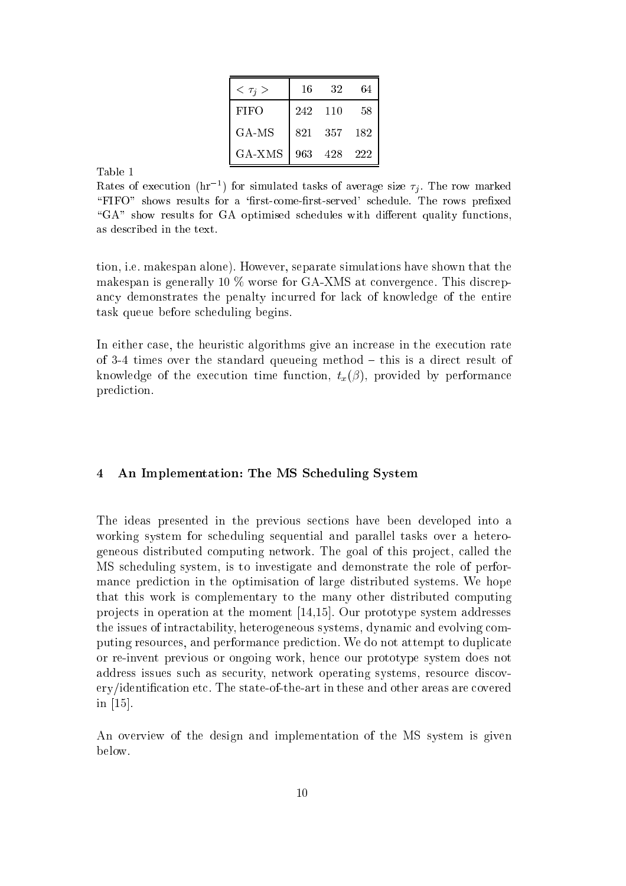| $< \tau_j >$ | 16 | 32 | 64 |
|---|---|---|---|
| FIFO | 242 | 110 | 58 |
| GA-MS | 821 | 357 | 182 |
| GA-XMS | 963 | 428 | 222 |

Table 1

Rates of execution ($\text{hr}^{-1}$) for simulated tasks of average size $\tau_j$. The row marked "FIFO" shows results for a 'first-come-first-served' schedule. The rows prefixed "GA" show results for GA optimised schedules with different quality functions, as described in the text.

tion, i.e. makespan alone). However, separate simulations have shown that the makespan is generally 10 % worse for GA-XMS at convergence. This discrepancy demonstrates the penalty incurred for lack of knowledge of the entire task queue before scheduling begins.

In either case, the heuristic algorithms give an increase in the execution rate of 3-4 times over the standard queueing method – this is a direct result of knowledge of the execution time function, $t_x(\beta)$, provided by performance prediction.

## 4 An Implementation: The MS Scheduling System

The ideas presented in the previous sections have been developed into a working system for scheduling sequential and parallel tasks over a heterogeneous distributed computing network. The goal of this project, called the MS scheduling system, is to investigate and demonstrate the role of performance prediction in the optimisation of large distributed systems. We hope that this work is complementary to the many other distributed computing projects in operation at the moment [14,15]. Our prototype system addresses the issues of intractability, heterogeneous systems, dynamic and evolving computing resources, and performance prediction. We do not attempt to duplicate or re-invent previous or ongoing work, hence our prototype system does not address issues such as security, network operating systems, resource discovery/identification etc. The state-of-the-art in these and other areas are covered in [15].

An overview of the design and implementation of the MS system is given below.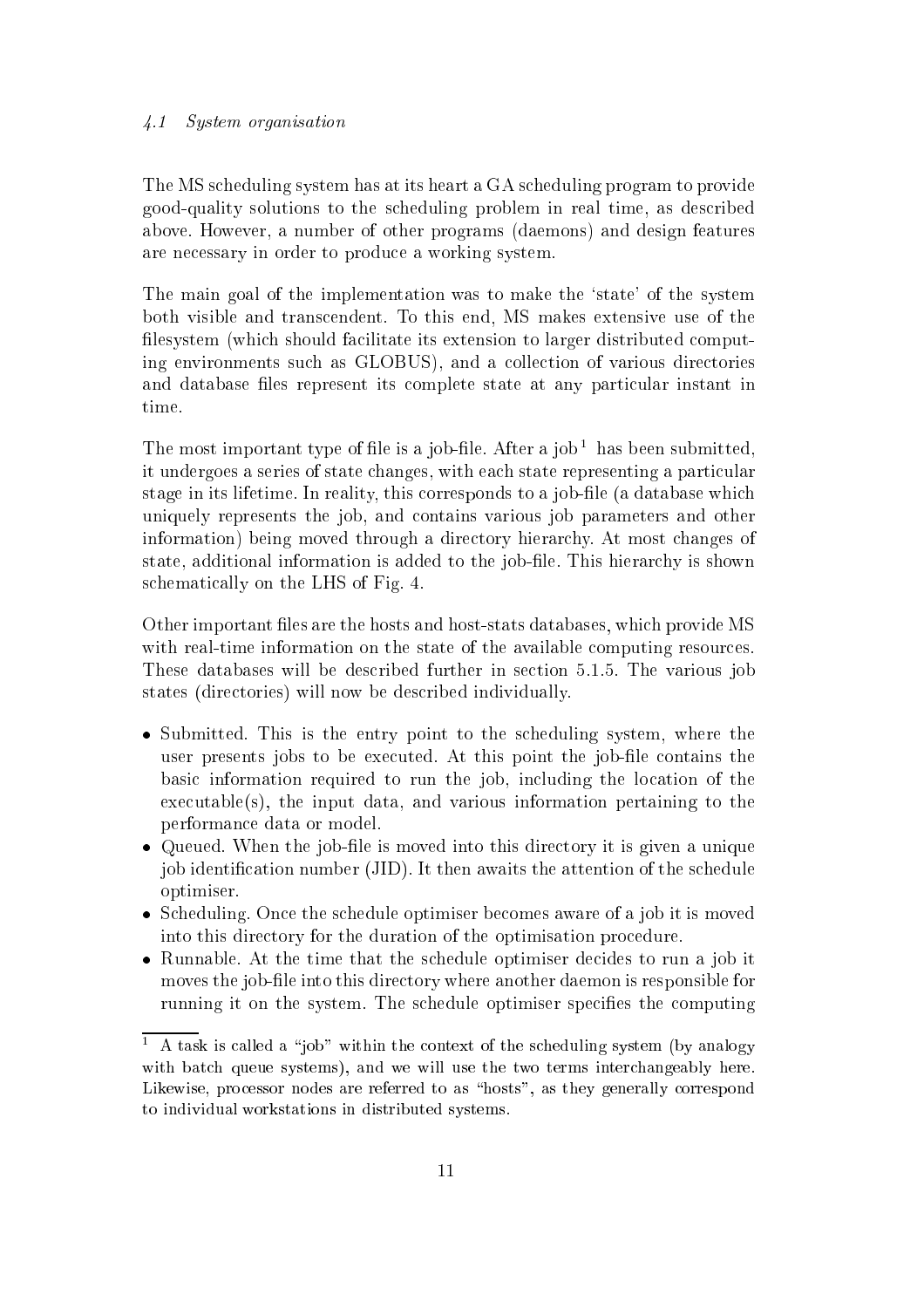### *4.1 System organisation*

The MS scheduling system has at its heart a GA scheduling program to provide good-quality solutions to the scheduling problem in real time, as described above. However, a number of other programs (daemons) and design features are necessary in order to produce a working system.

The main goal of the implementation was to make the 'state' of the system both visible and transcendent. To this end, MS makes extensive use of the filesystem (which should facilitate its extension to larger distributed computing environments such as GLOBUS), and a collection of various directories and database files represent its complete state at any particular instant in time.

The most important type of file is a job-file. After a job [1] has been submitted, it undergoes a series of state changes, with each state representing a particular stage in its lifetime. In reality, this corresponds to a job-file (a database which uniquely represents the job, and contains various job parameters and other information) being moved through a directory hierarchy. At most changes of state, additional information is added to the job-file. This hierarchy is shown schematically on the LHS of Fig. 4.

Other important files are the hosts and host-stats databases, which provide MS with real-time information on the state of the available computing resources. These databases will be described further in section 5.1.5. The various job states (directories) will now be described individually.

- Submitted. This is the entry point to the scheduling system, where the user presents jobs to be executed. At this point the job-file contains the basic information required to run the job, including the location of the executable(s), the input data, and various information pertaining to the performance data or model.
- Queued. When the job-file is moved into this directory it is given a unique job identification number (JID). It then awaits the attention of the schedule optimiser.
- Scheduling. Once the schedule optimiser becomes aware of a job it is moved into this directory for the duration of the optimisation procedure.
- Runnable. At the time that the schedule optimiser decides to run a job it moves the job-file into this directory where another daemon is responsible for running it on the system. The schedule optimiser specifies the computing

[1] A task is called a "job" within the context of the scheduling system (by analogy with batch queue systems), and we will use the two terms interchangeably here. Likewise, processor nodes are referred to as "hosts", as they generally correspond to individual workstations in distributed systems.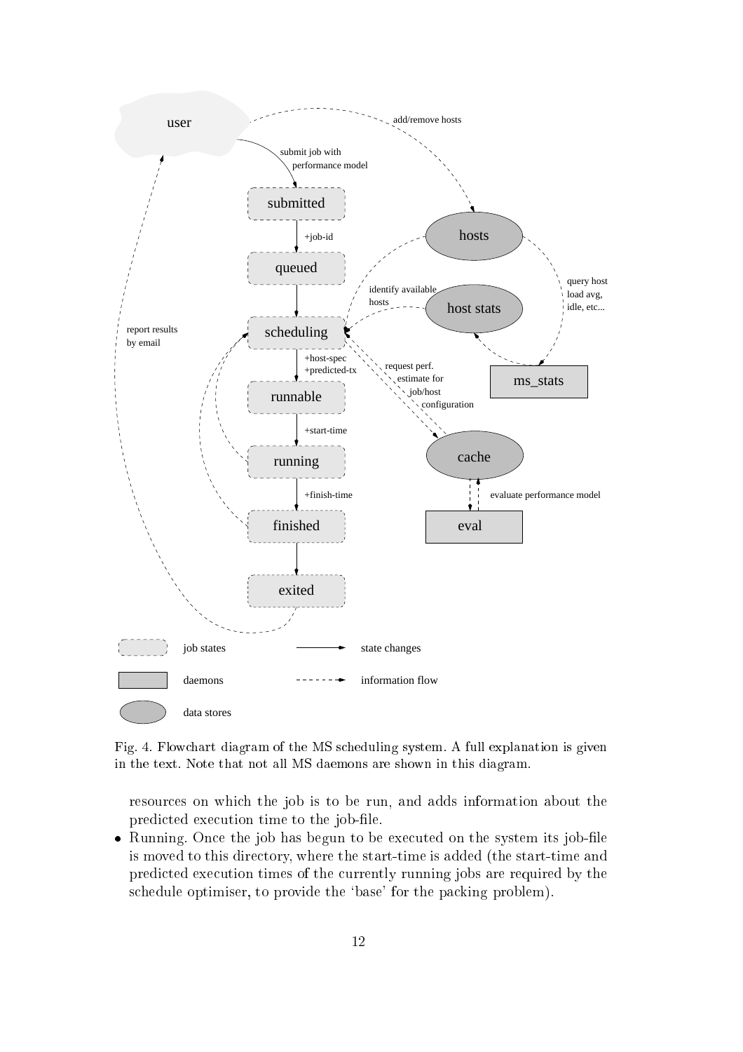Fig. 4. Flowchart diagram of the MS scheduling system. A full explanation is given in the text. Note that not all MS daemons are shown in this diagram.

resources on which the job is to be run, and adds information about the predicted execution time to the job-file.

- Running. Once the job has begun to be executed on the system its job-file is moved to this directory, where the start-time is added (the start-time and predicted execution times of the currently running jobs are required by the schedule optimiser, to provide the 'base' for the packing problem).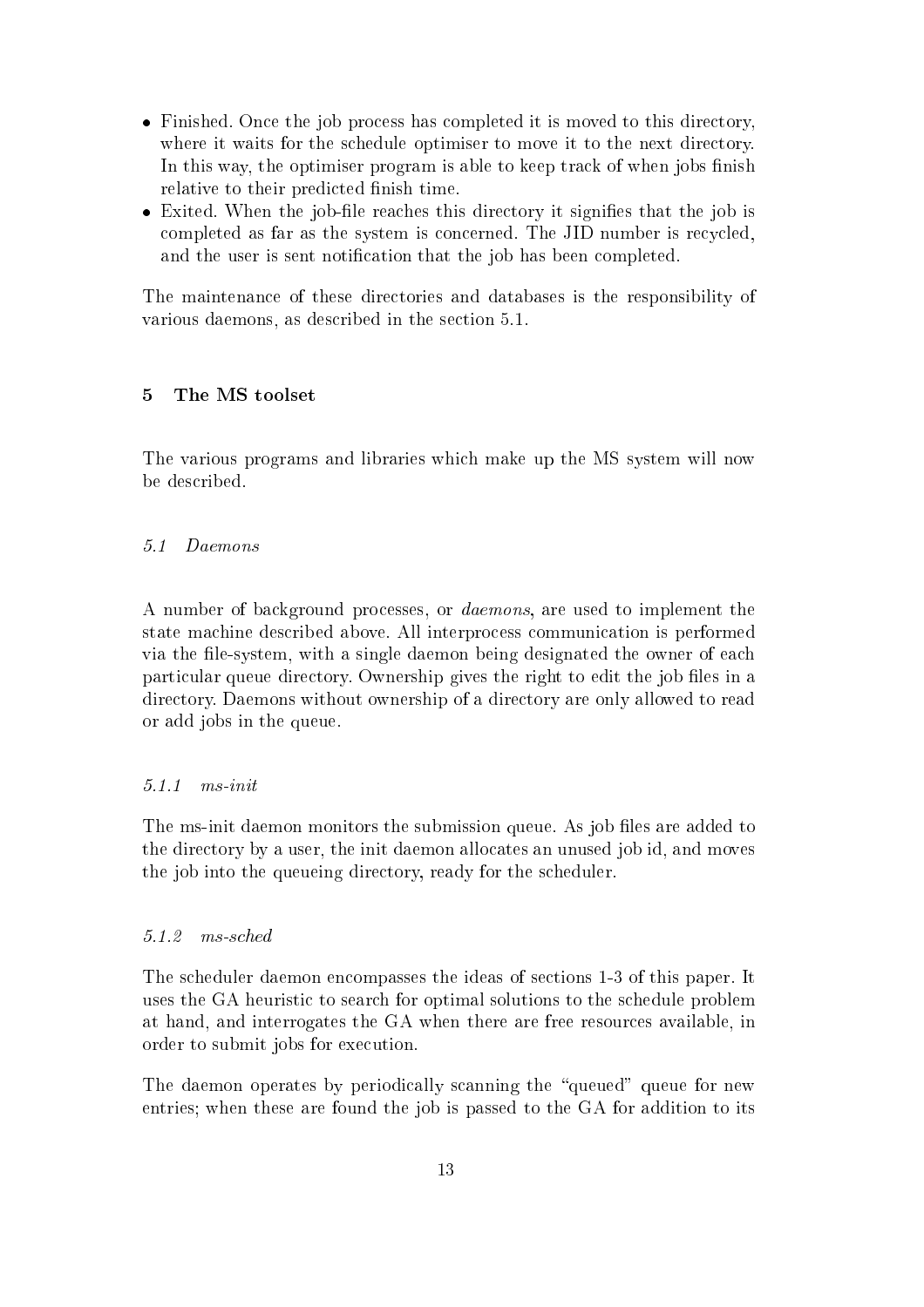- Finished. Once the job process has completed it is moved to this directory, where it waits for the schedule optimiser to move it to the next directory. In this way, the optimiser program is able to keep track of when jobs finish relative to their predicted finish time.
- Exited. When the job-file reaches this directory it signifies that the job is completed as far as the system is concerned. The JID number is recycled, and the user is sent notification that the job has been completed.

The maintenance of these directories and databases is the responsibility of various daemons, as described in the section 5.1.

## 5 The MS toolset

The various programs and libraries which make up the MS system will now be described.

### *5.1 Daemons*

A number of background processes, or *daemons*, are used to implement the state machine described above. All interprocess communication is performed via the file-system, with a single daemon being designated the owner of each particular queue directory. Ownership gives the right to edit the job files in a directory. Daemons without ownership of a directory are only allowed to read or add jobs in the queue.

#### *5.1.1 ms-init*

The ms-init daemon monitors the submission queue. As job files are added to the directory by a user, the init daemon allocates an unused job id, and moves the job into the queueing directory, ready for the scheduler.

#### *5.1.2 ms-sched*

The scheduler daemon encompasses the ideas of sections 1-3 of this paper. It uses the GA heuristic to search for optimal solutions to the schedule problem at hand, and interrogates the GA when there are free resources available, in order to submit jobs for execution.

The daemon operates by periodically scanning the "queued" queue for new entries; when these are found the job is passed to the GA for addition to its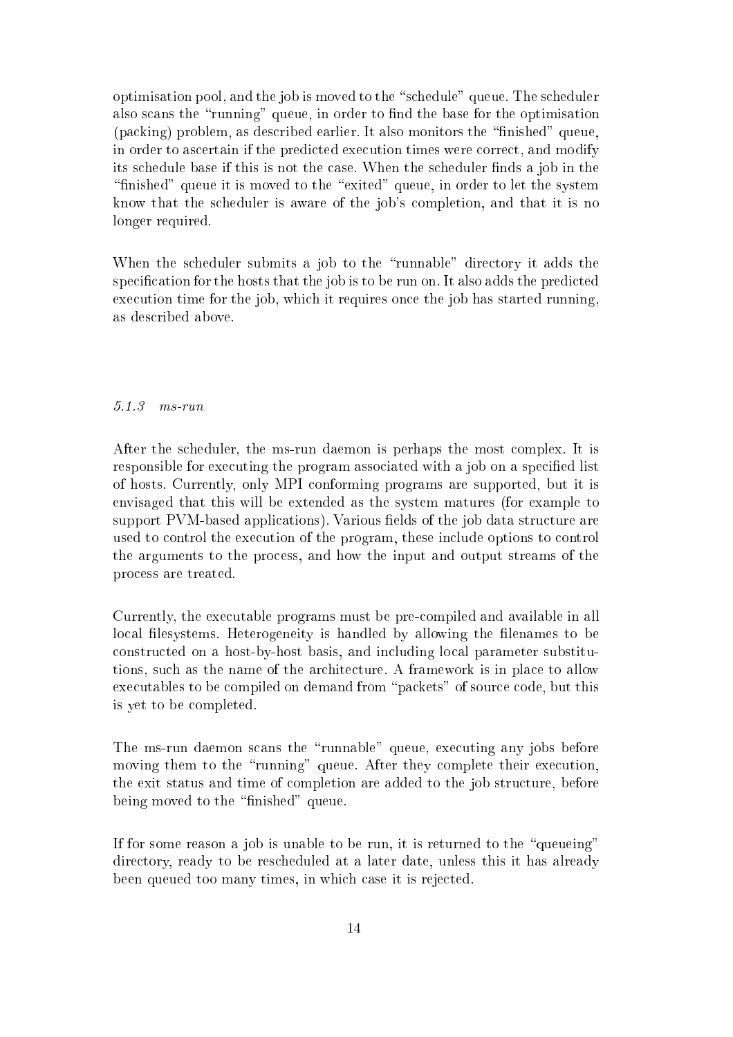optimisation pool, and the job is moved to the "schedule" queue. The scheduler also scans the "running" queue, in order to find the base for the optimisation (packing) problem, as described earlier. It also monitors the "finished" queue, in order to ascertain if the predicted execution times were correct, and modify its schedule base if this is not the case. When the scheduler finds a job in the "finished" queue it is moved to the "exited" queue, in order to let the system know that the scheduler is aware of the job's completion, and that it is no longer required.

When the scheduler submits a job to the "runnable" directory it adds the specification for the hosts that the job is to be run on. It also adds the predicted execution time for the job, which it requires once the job has started running, as described above.

### *5.1.3 ms-run*

After the scheduler, the ms-run daemon is perhaps the most complex. It is responsible for executing the program associated with a job on a specified list of hosts. Currently, only MPI conforming programs are supported, but it is envisaged that this will be extended as the system matures (for example to support PVM-based applications). Various fields of the job data structure are used to control the execution of the program, these include options to control the arguments to the process, and how the input and output streams of the process are treated.

Currently, the executable programs must be pre-compiled and available in all local filesystems. Heterogeneity is handled by allowing the filenames to be constructed on a host-by-host basis, and including local parameter substitutions, such as the name of the architecture. A framework is in place to allow executables to be compiled on demand from "packets" of source code, but this is yet to be completed.

The ms-run daemon scans the "runnable" queue, executing any jobs before moving them to the "running" queue. After they complete their execution, the exit status and time of completion are added to the job structure, before being moved to the "finished" queue.

If for some reason a job is unable to be run, it is returned to the "queueing" directory, ready to be rescheduled at a later date, unless this it has already been queued too many times, in which case it is rejected.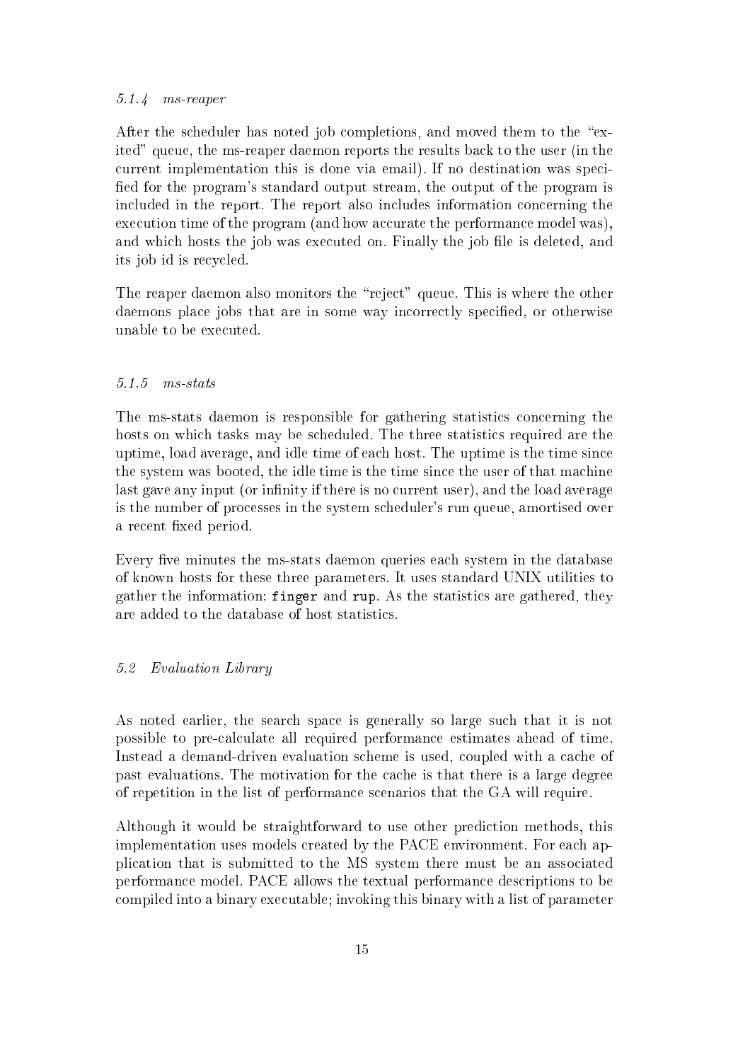#### *5.1.4 ms-reaper*

After the scheduler has noted job completions, and moved them to the "exited" queue, the ms-reaper daemon reports the results back to the user (in the current implementation this is done via email). If no destination was specified for the program's standard output stream, the output of the program is included in the report. The report also includes information concerning the execution time of the program (and how accurate the performance model was), and which hosts the job was executed on. Finally the job file is deleted, and its job id is recycled.

The reaper daemon also monitors the "reject" queue. This is where the other daemons place jobs that are in some way incorrectly specified, or otherwise unable to be executed.

#### *5.1.5 ms-stats*

The ms-stats daemon is responsible for gathering statistics concerning the hosts on which tasks may be scheduled. The three statistics required are the uptime, load average, and idle time of each host. The uptime is the time since the system was booted, the idle time is the time since the user of that machine last gave any input (or infinity if there is no current user), and the load average is the number of processes in the system scheduler's run queue, amortised over a recent fixed period.

Every five minutes the ms-stats daemon queries each system in the database of known hosts for these three parameters. It uses standard UNIX utilities to gather the information: `finger` and `rup`. As the statistics are gathered, they are added to the database of host statistics.

### *5.2 Evaluation Library*

As noted earlier, the search space is generally so large such that it is not possible to pre-calculate all required performance estimates ahead of time. Instead a demand-driven evaluation scheme is used, coupled with a cache of past evaluations. The motivation for the cache is that there is a large degree of repetition in the list of performance scenarios that the GA will require.

Although it would be straightforward to use other prediction methods, this implementation uses models created by the PACE environment. For each application that is submitted to the MS system there must be an associated performance model. PACE allows the textual performance descriptions to be compiled into a binary executable; invoking this binary with a list of parameter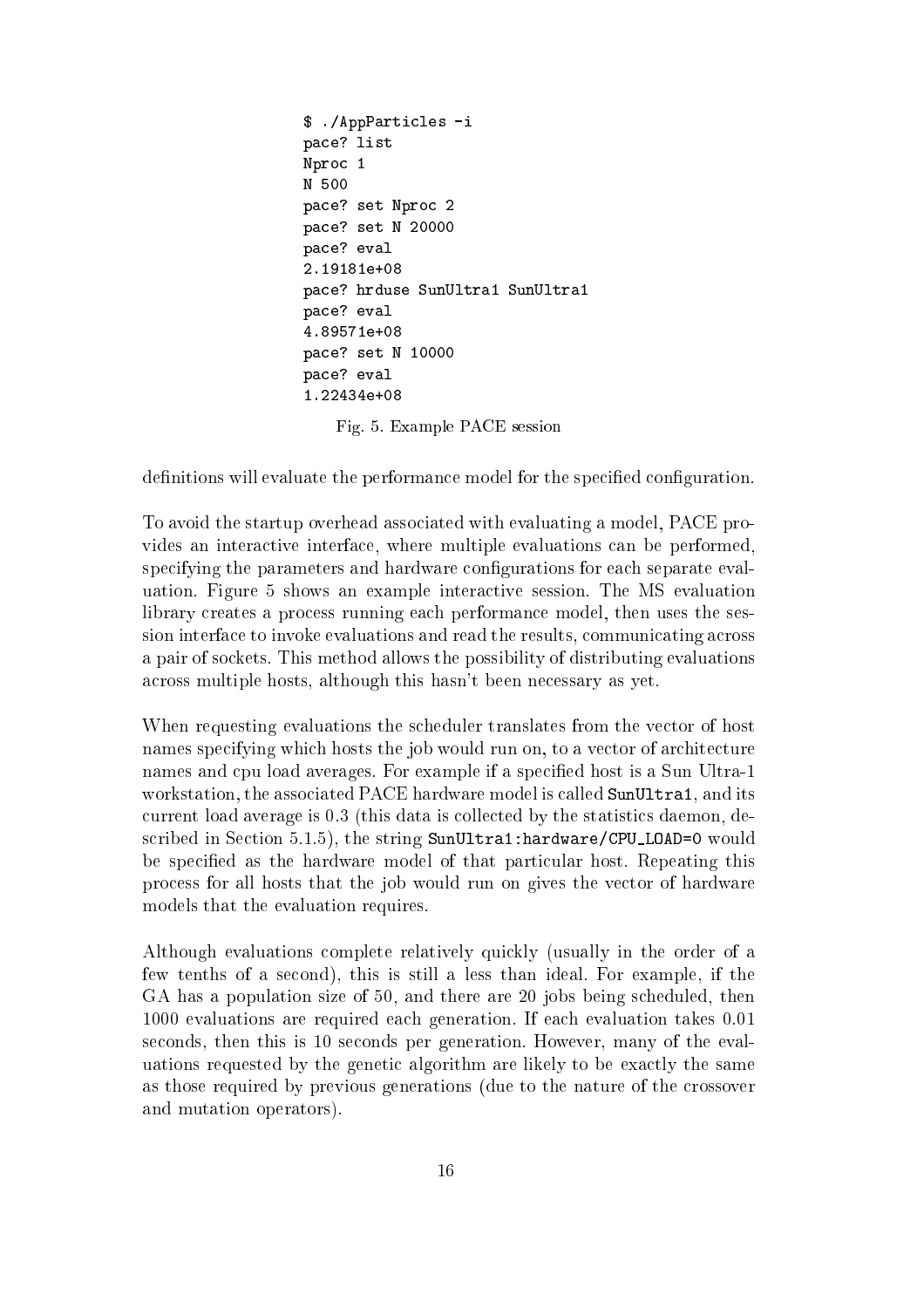```
$ ./AppParticles -i
pace? list
Nproc 1
N 500
pace? set Nproc 2
pace? set N 20000
pace? eval
2.19181e+08
pace? hrduse SunUltra1 SunUltra1
pace? eval
4.89571e+08
pace? set N 10000
pace? eval
1.22434e+08
```

Fig. 5. Example PACE session

definitions will evaluate the performance model for the specified configuration.

To avoid the startup overhead associated with evaluating a model, PACE provides an interactive interface, where multiple evaluations can be performed, specifying the parameters and hardware configurations for each separate evaluation. Figure 5 shows an example interactive session. The MS evaluation library creates a process running each performance model, then uses the session interface to invoke evaluations and read the results, communicating across a pair of sockets. This method allows the possibility of distributing evaluations across multiple hosts, although this hasn't been necessary as yet.

When requesting evaluations the scheduler translates from the vector of host names specifying which hosts the job would run on, to a vector of architecture names and cpu load averages. For example if a specified host is a Sun Ultra-1 workstation, the associated PACE hardware model is called `SunUltra1`, and its current load average is 0.3 (this data is collected by the statistics daemon, described in Section 5.1.5), the string `SunUltra1:hardware/CPU_LOAD=0` would be specified as the hardware model of that particular host. Repeating this process for all hosts that the job would run on gives the vector of hardware models that the evaluation requires.

Although evaluations complete relatively quickly (usually in the order of a few tenths of a second), this is still a less than ideal. For example, if the GA has a population size of 50, and there are 20 jobs being scheduled, then 1000 evaluations are required each generation. If each evaluation takes 0.01 seconds, then this is 10 seconds per generation. However, many of the evaluations requested by the genetic algorithm are likely to be exactly the same as those required by previous generations (due to the nature of the crossover and mutation operators).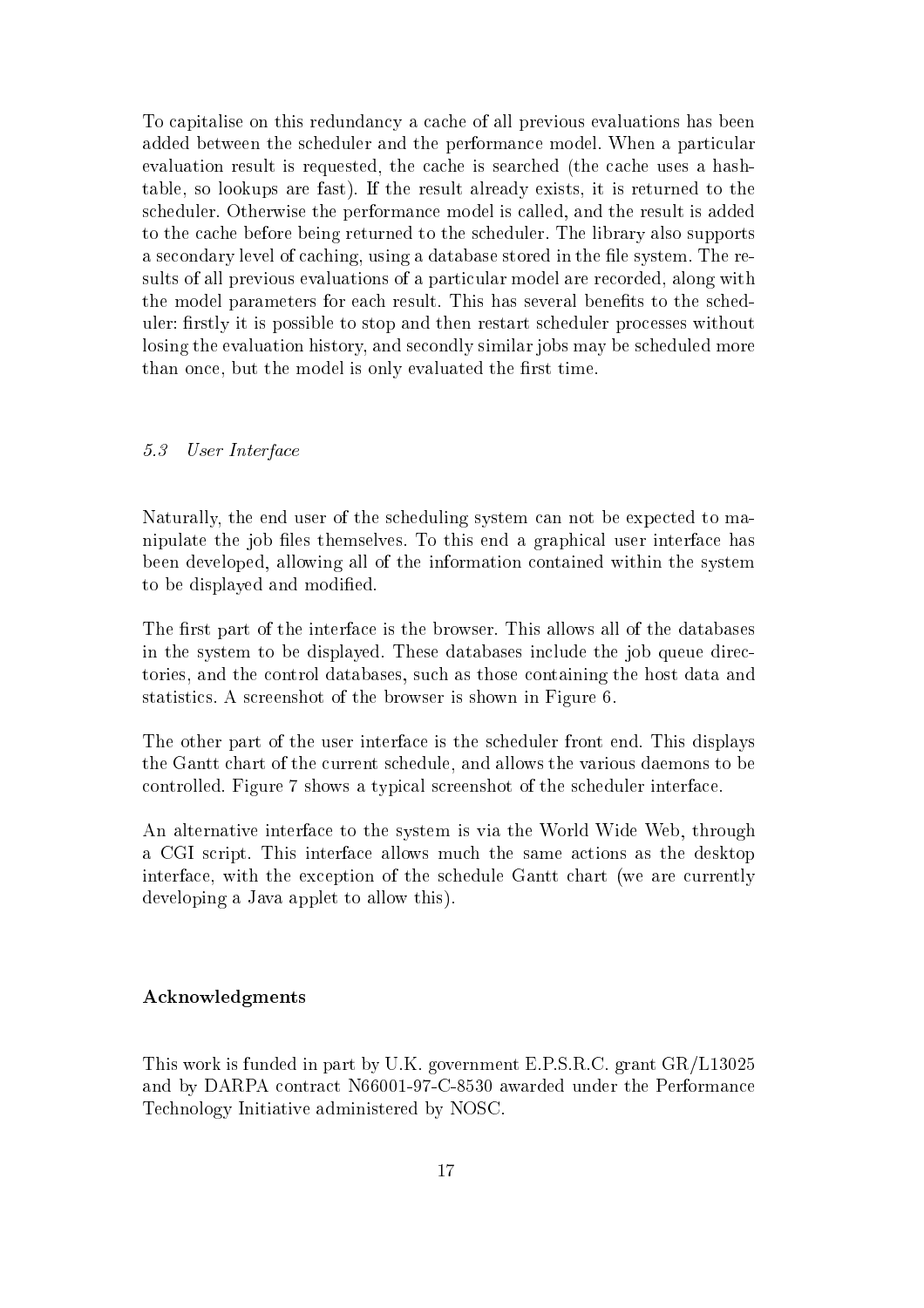To capitalise on this redundancy a cache of all previous evaluations has been added between the scheduler and the performance model. When a particular evaluation result is requested, the cache is searched (the cache uses a hash-table, so lookups are fast). If the result already exists, it is returned to the scheduler. Otherwise the performance model is called, and the result is added to the cache before being returned to the scheduler. The library also supports a secondary level of caching, using a database stored in the file system. The results of all previous evaluations of a particular model are recorded, along with the model parameters for each result. This has several benefits to the scheduler: firstly it is possible to stop and then restart scheduler processes without losing the evaluation history, and secondly similar jobs may be scheduled more than once, but the model is only evaluated the first time.

### *5.3 User Interface*

Naturally, the end user of the scheduling system can not be expected to manipulate the job files themselves. To this end a graphical user interface has been developed, allowing all of the information contained within the system to be displayed and modified.

The first part of the interface is the browser. This allows all of the databases in the system to be displayed. These databases include the job queue directories, and the control databases, such as those containing the host data and statistics. A screenshot of the browser is shown in Figure 6.

The other part of the user interface is the scheduler front end. This displays the Gantt chart of the current schedule, and allows the various daemons to be controlled. Figure 7 shows a typical screenshot of the scheduler interface.

An alternative interface to the system is via the World Wide Web, through a CGI script. This interface allows much the same actions as the desktop interface, with the exception of the schedule Gantt chart (we are currently developing a Java applet to allow this).

## Acknowledgments

This work is funded in part by U.K. government E.P.S.R.C. grant GR/L13025 and by DARPA contract N66001-97-C-8530 awarded under the Performance Technology Initiative administered by NOSC.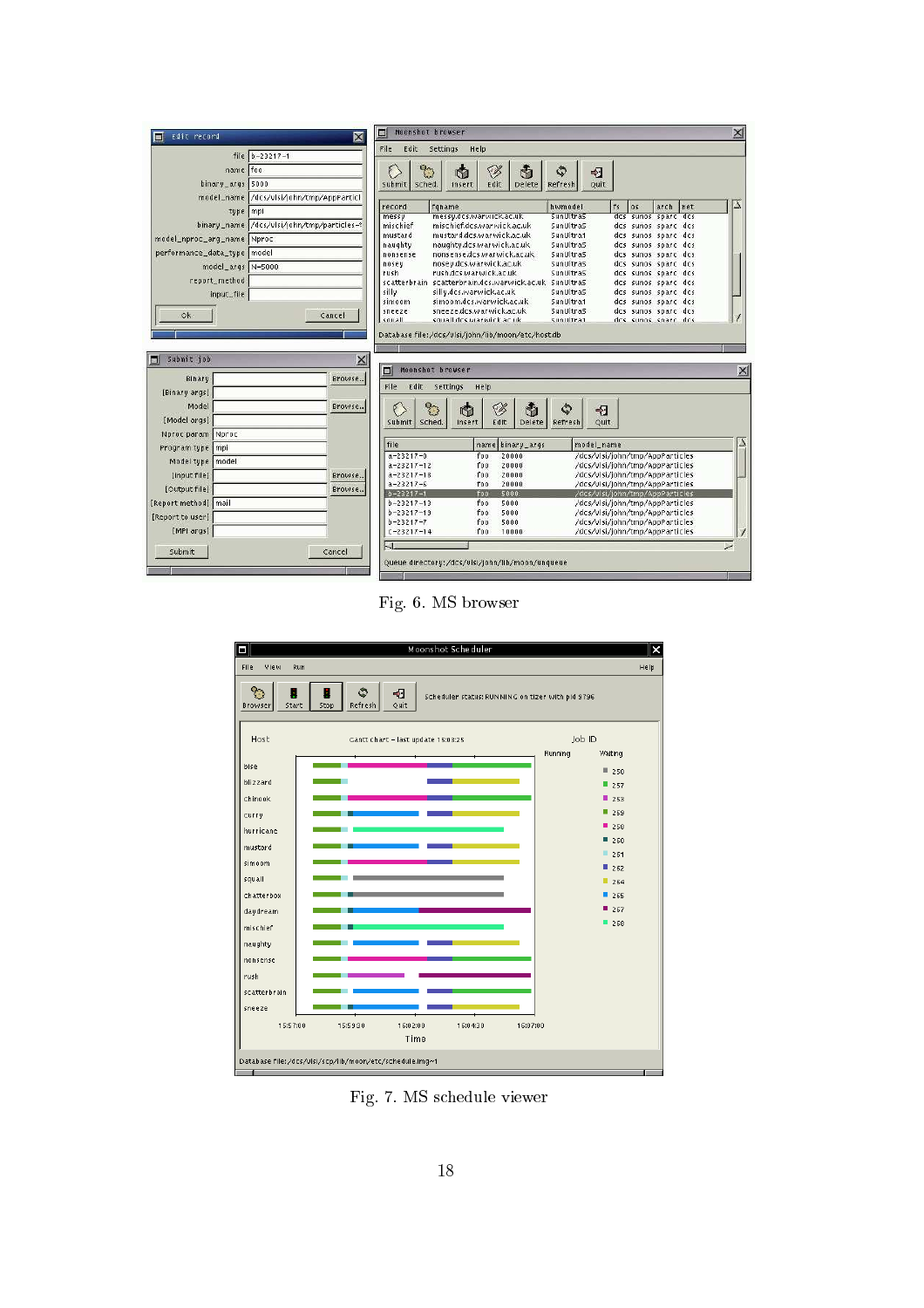Fig. 6. MS browser

Fig. 7. MS schedule viewer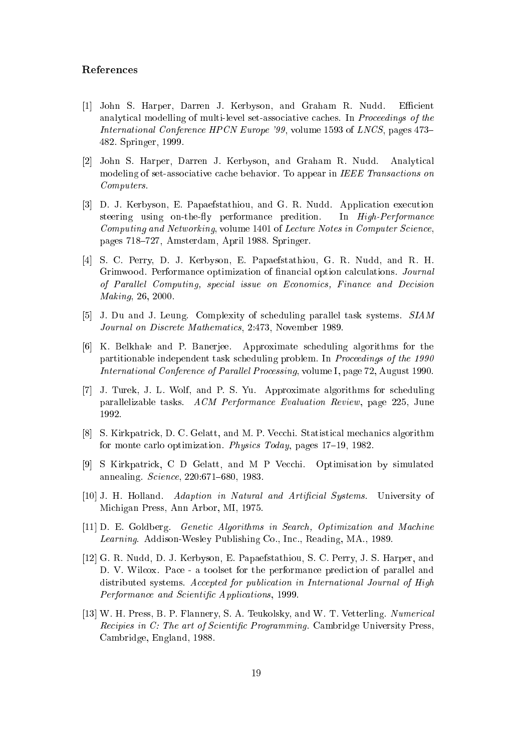## References

[1] John S. Harper, Darren J. Kerbyson, and Graham R. Nudd. Efficient analytical modelling of multi-level set-associative caches. In *Proceedings of the International Conference HPCN Europe '99*, volume 1593 of *LNCS*, pages 473–482. Springer, 1999.

[2] John S. Harper, Darren J. Kerbyson, and Graham R. Nudd. Analytical modeling of set-associative cache behavior. To appear in *IEEE Transactions on Computers*.

[3] D. J. Kerbyson, E. Papaefstathiou, and G. R. Nudd. Application execution steering using on-the-fly performance predition. In *High-Performance Computing and Networking*, volume 1401 of *Lecture Notes in Computer Science*, pages 718–727, Amsterdam, April 1988. Springer.

[4] S. C. Perry, D. J. Kerbyson, E. Papaefstathiou, G. R. Nudd, and R. H. Grimwood. Performance optimization of financial option calculations. *Journal of Parallel Computing, special issue on Economics, Finance and Decision Making*, 26, 2000.

[5] J. Du and J. Leung. Complexity of scheduling parallel task systems. *SIAM Journal on Discrete Mathematics*, 2:473, November 1989.

[6] K. Belkhale and P. Banerjee. Approximate scheduling algorithms for the partitionable independent task scheduling problem. In *Proceedings of the 1990 International Conference of Parallel Processing*, volume I, page 72, August 1990.

[7] J. Turek, J. L. Wolf, and P. S. Yu. Approximate algorithms for scheduling parallelizable tasks. *ACM Performance Evaluation Review*, page 225, June 1992.

[8] S. Kirkpatrick, D. C. Gelatt, and M. P. Vecchi. Statistical mechanics algorithm for monte carlo optimization. *Physics Today*, pages 17–19, 1982.

[9] S Kirkpatrick, C D Gelatt, and M P Vecchi. Optimisation by simulated annealing. *Science*, 220:671–680, 1983.

[10] J. H. Holland. *Adaption in Natural and Artificial Systems*. University of Michigan Press, Ann Arbor, MI, 1975.

[11] D. E. Goldberg. *Genetic Algorithms in Search, Optimization and Machine Learning*. Addison-Wesley Publishing Co., Inc., Reading, MA., 1989.

[12] G. R. Nudd, D. J. Kerbyson, E. Papaefstathiou, S. C. Perry, J. S. Harper, and D. V. Wilcox. Pace - a toolset for the performance prediction of parallel and distributed systems. *Accepted for publication in International Journal of High Performance and Scientific Applications*, 1999.

[13] W. H. Press, B. P. Flannery, S. A. Teukolsky, and W. T. Vetterling. *Numerical Recipies in C: The art of Scientific Programming*. Cambridge University Press, Cambridge, England, 1988.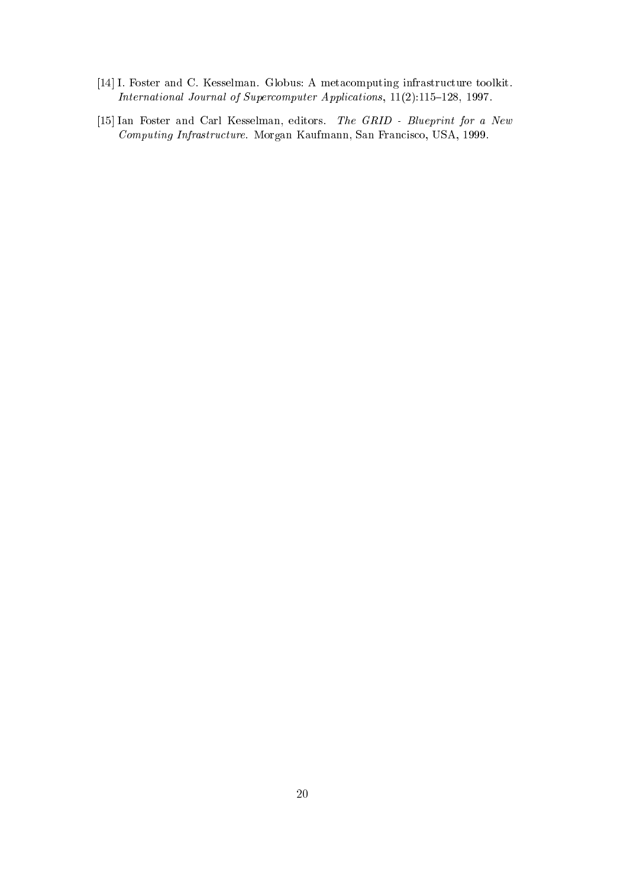[14] I. Foster and C. Kesselman. Globus: A metacomputing infrastructure toolkit. *International Journal of Supercomputer Applications*, 11(2):115–128, 1997.

[15] Ian Foster and Carl Kesselman, editors. *The GRID - Blueprint for a New Computing Infrastructure*. Morgan Kaufmann, San Francisco, USA, 1999.